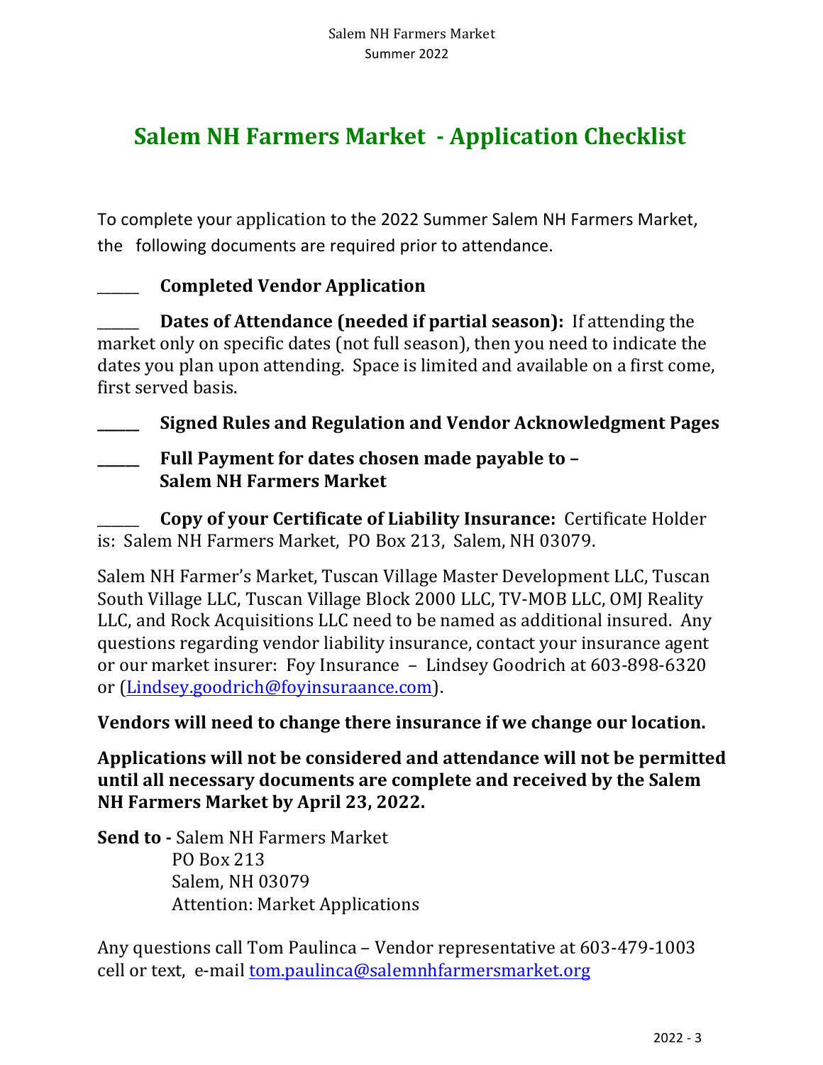# Salem NH Farmers Market - Application Checklist

To complete your application to the 2022 Summer Salem NH Farmers Market, the following documents are required prior to attendance.

_____ **Completed Vendor Application**

_____ **Dates of Attendance (needed if partial season):** If attending the market only on specific dates (not full season), then you need to indicate the dates you plan upon attending. Space is limited and available on a first come, first served basis.

_____ **Signed Rules and Regulation and Vendor Acknowledgment Pages**

_____ **Full Payment for dates chosen made payable to – Salem NH Farmers Market**

_____ **Copy of your Certificate of Liability Insurance:** Certificate Holder is: Salem NH Farmers Market, PO Box 213, Salem, NH 03079.

Salem NH Farmer's Market, Tuscan Village Master Development LLC, Tuscan South Village LLC, Tuscan Village Block 2000 LLC, TV-MOB LLC, OMJ Reality LLC, and Rock Acquisitions LLC need to be named as additional insured. Any questions regarding vendor liability insurance, contact your insurance agent or our market insurer: Foy Insurance – Lindsey Goodrich at 603-898-6320 or (Lindsey.goodrich@foyinsuraance.com).

**Vendors will need to change there insurance if we change our location.**

**Applications will not be considered and attendance will not be permitted until all necessary documents are complete and received by the Salem NH Farmers Market by April 23, 2022.**

**Send to -** Salem NH Farmers Market
PO Box 213
Salem, NH 03079
Attention: Market Applications

Any questions call Tom Paulinca – Vendor representative at 603-479-1003 cell or text, e-mail tom.paulinca@salemnhfarmersmarket.org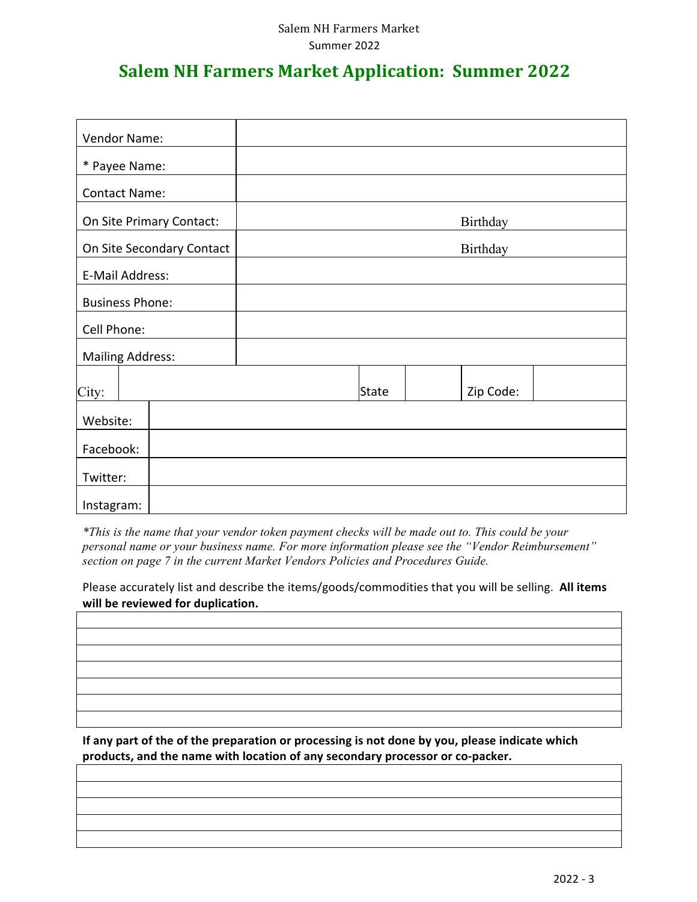# Salem NH Farmers Market Application: Summer 2022

| | |
|---|---|
| Vendor Name: | |
| * Payee Name: | |
| Contact Name: | |
| On Site Primary Contact: | Birthday |
| On Site Secondary Contact | Birthday |
| E-Mail Address: | |
| Business Phone: | |
| Cell Phone: | |
| Mailing Address: | |

| City: | | State | | Zip Code: | |
|---|---|---|---|---|---|

| | |
|---|---|
| Website: | |
| Facebook: | |
| Twitter: | |
| Instagram: | |

*\*This is the name that your vendor token payment checks will be made out to. This could be your personal name or your business name. For more information please see the "Vendor Reimbursement" section on page 7 in the current Market Vendors Policies and Procedures Guide.*

Please accurately list and describe the items/goods/commodities that you will be selling. **All items will be reviewed for duplication.**

| |
|---|
| |
| |
| |
| |
| |
| |
| |

**If any part of the of the preparation or processing is not done by you, please indicate which products, and the name with location of any secondary processor or co-packer.**

| |
|---|
| |
| |
| |
| |
| |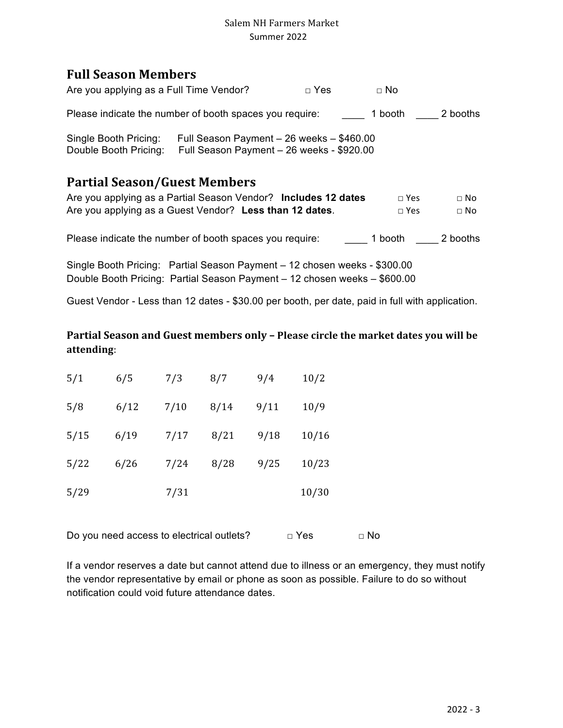Salem NH Farmers Market
Summer 2022

## Full Season Members

Are you applying as a Full Time Vendor? □ Yes □ No

Please indicate the number of booth spaces you require: ____ 1 booth ____ 2 booths

Single Booth Pricing: Full Season Payment – 26 weeks – $460.00
Double Booth Pricing: Full Season Payment – 26 weeks - $920.00

## Partial Season/Guest Members

Are you applying as a Partial Season Vendor? **Includes 12 dates** □ Yes □ No
Are you applying as a Guest Vendor? **Less than 12 dates**. □ Yes □ No

Please indicate the number of booth spaces you require: ____ 1 booth ____ 2 booths

Single Booth Pricing: Partial Season Payment – 12 chosen weeks - $300.00
Double Booth Pricing: Partial Season Payment – 12 chosen weeks – $600.00

Guest Vendor - Less than 12 dates - $30.00 per booth, per date, paid in full with application.

### Partial Season and Guest members only – Please circle the market dates you will be attending:

| | | | | | |
|---|---|---|---|---|---|
| 5/1 | 6/5 | 7/3 | 8/7 | 9/4 | 10/2 |
| 5/8 | 6/12 | 7/10 | 8/14 | 9/11 | 10/9 |
| 5/15 | 6/19 | 7/17 | 8/21 | 9/18 | 10/16 |
| 5/22 | 6/26 | 7/24 | 8/28 | 9/25 | 10/23 |
| 5/29 | | 7/31 | | | 10/30 |

Do you need access to electrical outlets? □ Yes □ No

If a vendor reserves a date but cannot attend due to illness or an emergency, they must notify the vendor representative by email or phone as soon as possible. Failure to do so without notification could void future attendance dates.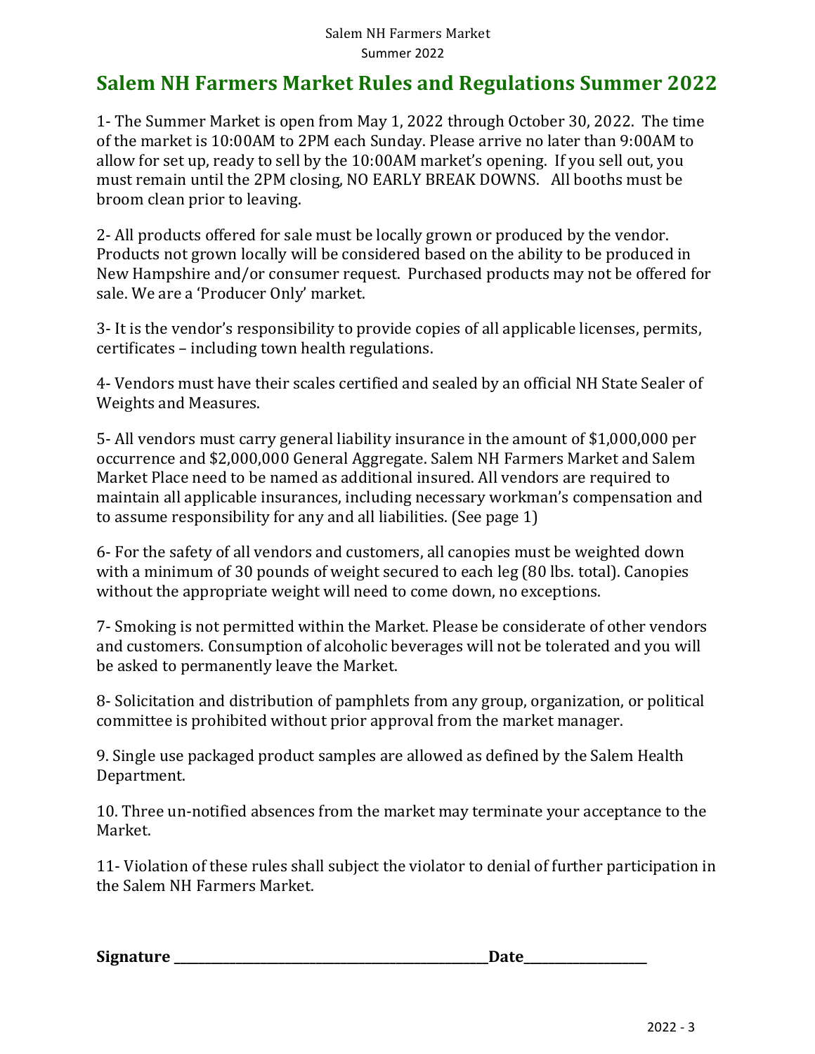# Salem NH Farmers Market Rules and Regulations Summer 2022

1- The Summer Market is open from May 1, 2022 through October 30, 2022. The time of the market is 10:00AM to 2PM each Sunday. Please arrive no later than 9:00AM to allow for set up, ready to sell by the 10:00AM market's opening. If you sell out, you must remain until the 2PM closing, NO EARLY BREAK DOWNS. All booths must be broom clean prior to leaving.

2- All products offered for sale must be locally grown or produced by the vendor. Products not grown locally will be considered based on the ability to be produced in New Hampshire and/or consumer request. Purchased products may not be offered for sale. We are a 'Producer Only' market.

3- It is the vendor's responsibility to provide copies of all applicable licenses, permits, certificates – including town health regulations.

4- Vendors must have their scales certified and sealed by an official NH State Sealer of Weights and Measures.

5- All vendors must carry general liability insurance in the amount of $1,000,000 per occurrence and $2,000,000 General Aggregate. Salem NH Farmers Market and Salem Market Place need to be named as additional insured. All vendors are required to maintain all applicable insurances, including necessary workman's compensation and to assume responsibility for any and all liabilities. (See page 1)

6- For the safety of all vendors and customers, all canopies must be weighted down with a minimum of 30 pounds of weight secured to each leg (80 lbs. total). Canopies without the appropriate weight will need to come down, no exceptions.

7- Smoking is not permitted within the Market. Please be considerate of other vendors and customers. Consumption of alcoholic beverages will not be tolerated and you will be asked to permanently leave the Market.

8- Solicitation and distribution of pamphlets from any group, organization, or political committee is prohibited without prior approval from the market manager.

9. Single use packaged product samples are allowed as defined by the Salem Health Department.

10. Three un-notified absences from the market may terminate your acceptance to the Market.

11- Violation of these rules shall subject the violator to denial of further participation in the Salem NH Farmers Market.

**Signature** ______________________________________________**Date**__________________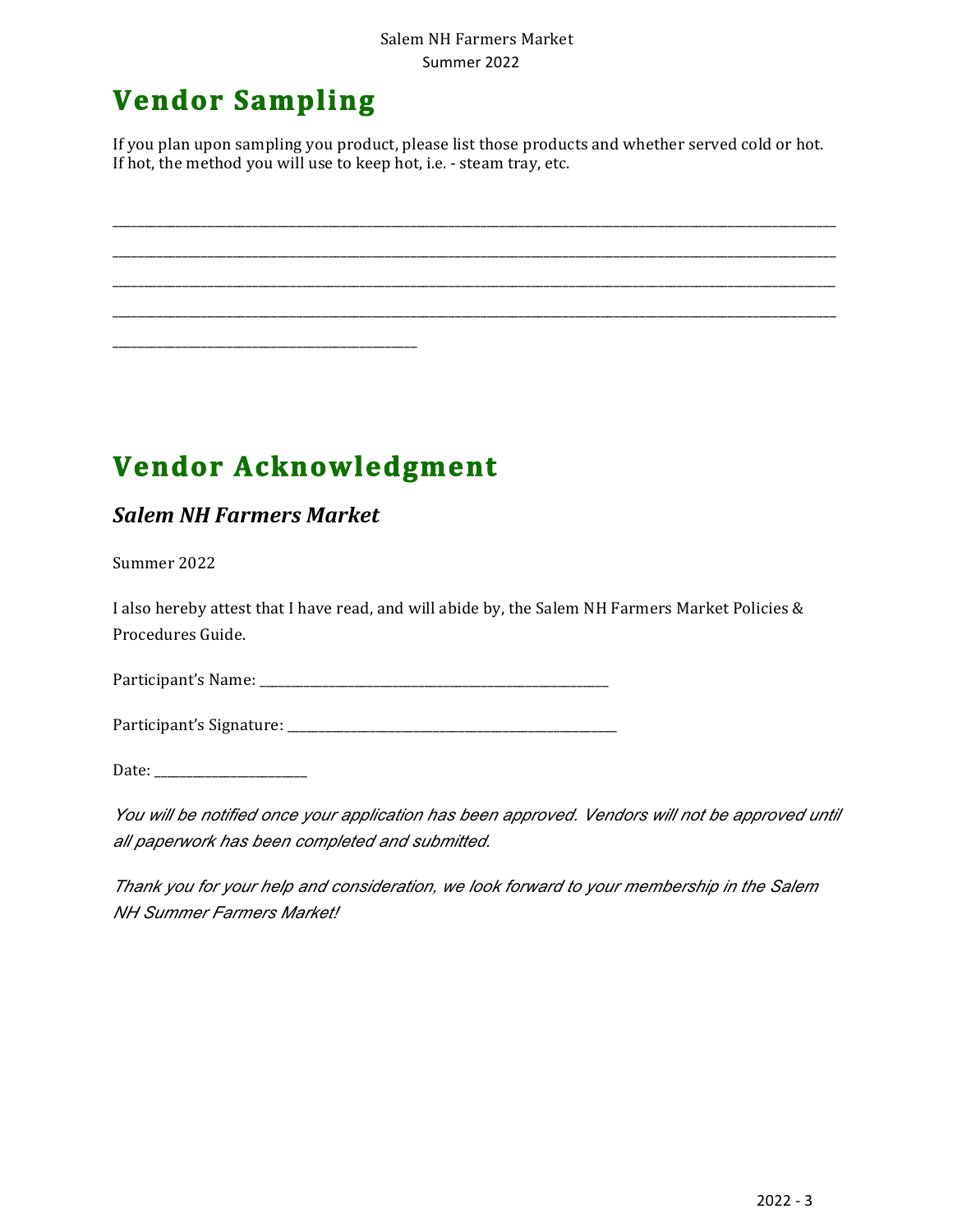# Vendor Sampling

If you plan upon sampling you product, please list those products and whether served cold or hot. If hot, the method you will use to keep hot, i.e. - steam tray, etc.

_______________________________________________________________________________________________

_______________________________________________________________________________________________

_______________________________________________________________________________________________

_______________________________________________________________________________________________

________________________________________

# Vendor Acknowledgment

## *Salem NH Farmers Market*

Summer 2022

I also hereby attest that I have read, and will abide by, the Salem NH Farmers Market Policies & Procedures Guide.

Participant's Name: ________________________________________________

Participant's Signature: ____________________________________________

Date: ____________________

*You will be notified once your application has been approved. Vendors will not be approved until all paperwork has been completed and submitted.*

*Thank you for your help and consideration, we look forward to your membership in the Salem NH Summer Farmers Market!*